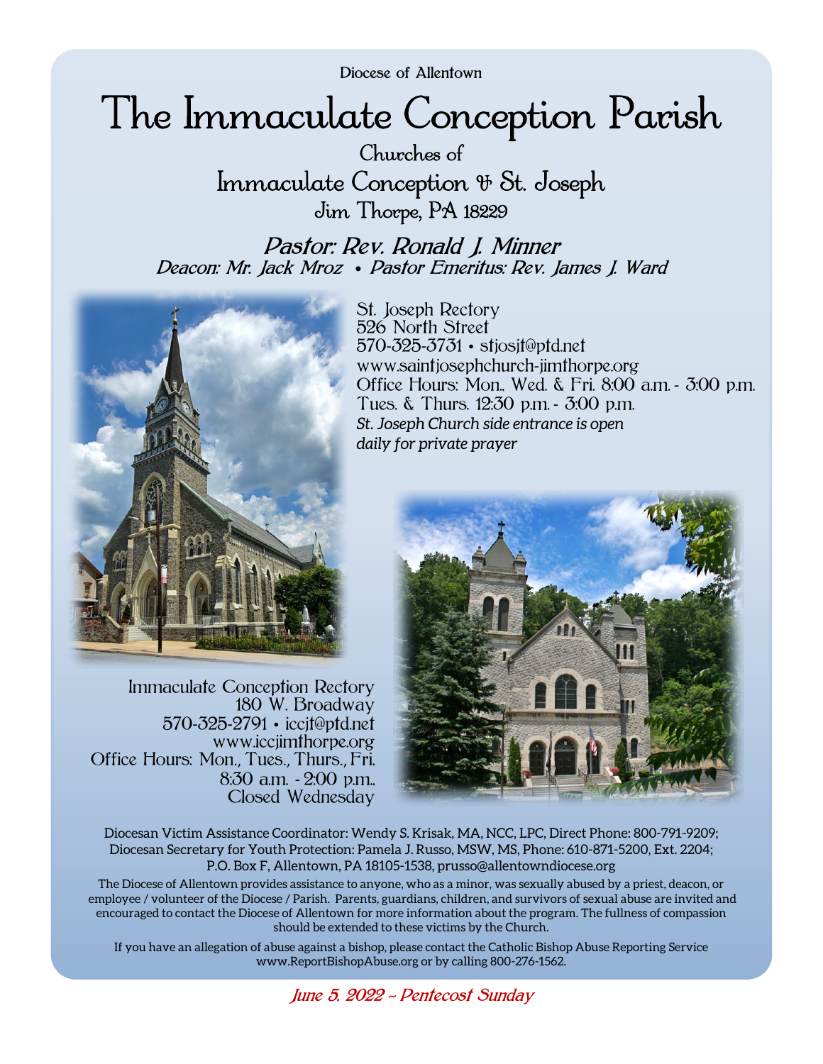Diocese of Allentown

# The Immaculate Conception Parish

## Churches of
## Immaculate Conception & St. Joseph
### Jim Thorpe, PA 18229

***Pastor: Rev. Ronald J. Minner***

***Deacon: Mr. Jack Mroz • Pastor Emeritus: Rev. James J. Ward***

St. Joseph Rectory
526 North Street
570-325-3731 • stjosjt@ptd.net
www.saintjosephchurch-jimthorpe.org
Office Hours: Mon., Wed. & Fri. 8:00 a.m. - 3:00 p.m.
Tues. & Thurs. 12:30 p.m. - 3:00 p.m.
*St. Joseph Church side entrance is open daily for private prayer*

Immaculate Conception Rectory
180 W. Broadway
570-325-2791 • iccjt@ptd.net
www.iccjimthorpe.org
Office Hours: Mon., Tues., Thurs., Fri.
8:30 a.m. - 2:00 p.m.,
Closed Wednesday

Diocesan Victim Assistance Coordinator: Wendy S. Krisak, MA, NCC, LPC, Direct Phone: 800-791-9209;
Diocesan Secretary for Youth Protection: Pamela J. Russo, MSW, MS, Phone: 610-871-5200, Ext. 2204;
P.O. Box F, Allentown, PA 18105-1538, prusso@allentowndiocese.org

The Diocese of Allentown provides assistance to anyone, who as a minor, was sexually abused by a priest, deacon, or employee / volunteer of the Diocese / Parish. Parents, guardians, children, and survivors of sexual abuse are invited and encouraged to contact the Diocese of Allentown for more information about the program. The fullness of compassion should be extended to these victims by the Church.

If you have an allegation of abuse against a bishop, please contact the Catholic Bishop Abuse Reporting Service www.ReportBishopAbuse.org or by calling 800-276-1562.

*June 5, 2022 ~ Pentecost Sunday*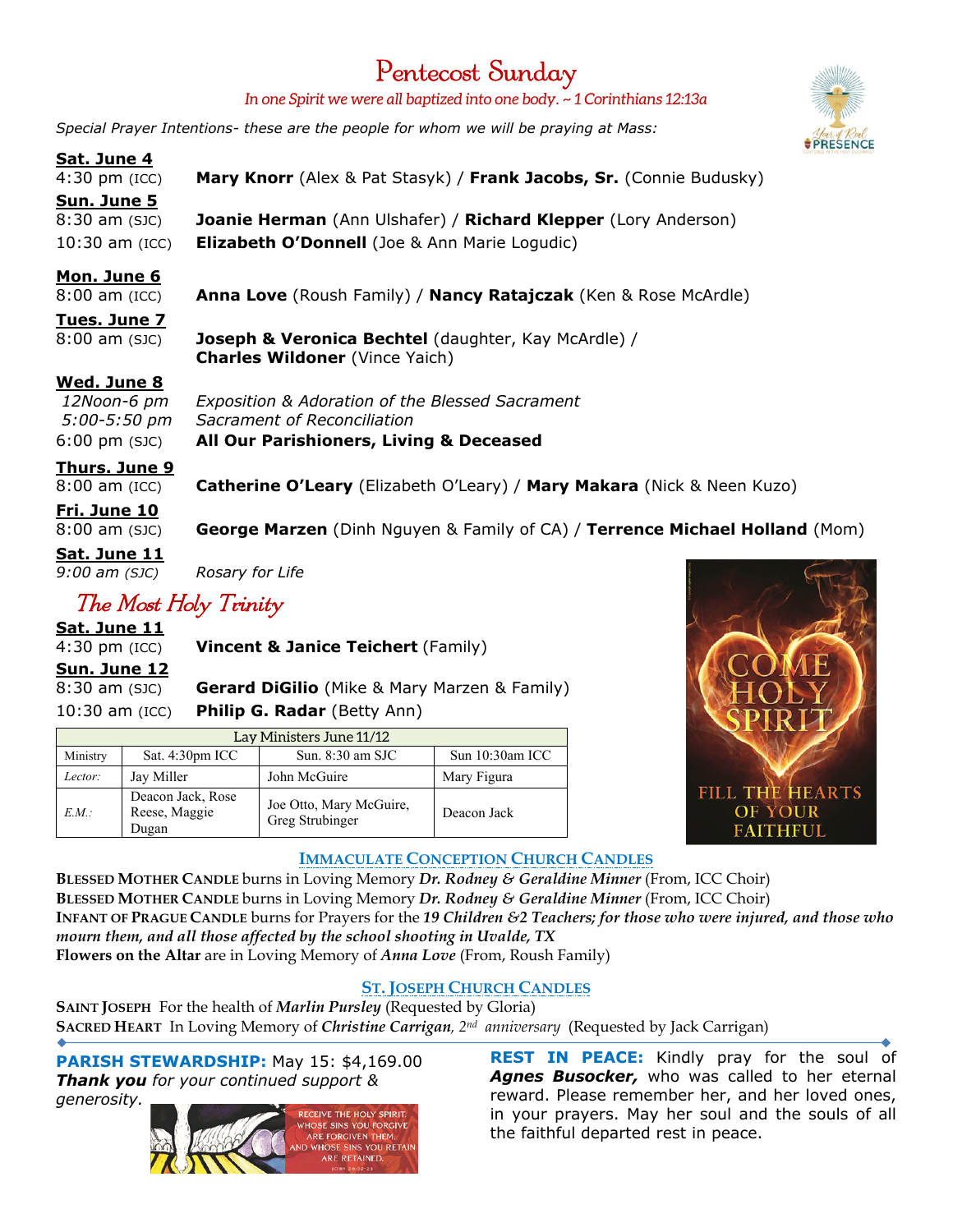# Pentecost Sunday

*In one Spirit we were all baptized into one body. ~ 1 Corinthians 12:13a*

*Special Prayer Intentions- these are the people for whom we will be praying at Mass:*

**Sat. June 4**
4:30 pm (ICC) **Mary Knorr** (Alex & Pat Stasyk) / **Frank Jacobs, Sr.** (Connie Budusky)

**Sun. June 5**
8:30 am (SJC) **Joanie Herman** (Ann Ulshafer) / **Richard Klepper** (Lory Anderson)
10:30 am (ICC) **Elizabeth O'Donnell** (Joe & Ann Marie Logudic)

**Mon. June 6**
8:00 am (ICC) **Anna Love** (Roush Family) / **Nancy Ratajczak** (Ken & Rose McArdle)

**Tues. June 7**
8:00 am (SJC) **Joseph & Veronica Bechtel** (daughter, Kay McArdle) / **Charles Wildoner** (Vince Yaich)

**Wed. June 8**
*12Noon-6 pm* *Exposition & Adoration of the Blessed Sacrament*
*5:00-5:50 pm* *Sacrament of Reconciliation*
6:00 pm (SJC) **All Our Parishioners, Living & Deceased**

**Thurs. June 9**
8:00 am (ICC) **Catherine O'Leary** (Elizabeth O'Leary) / **Mary Makara** (Nick & Neen Kuzo)

**Fri. June 10**
8:00 am (SJC) **George Marzen** (Dinh Nguyen & Family of CA) / **Terrence Michael Holland** (Mom)

**Sat. June 11**
*9:00 am (SJC)* *Rosary for Life*

## *The Most Holy Trinity*

**Sat. June 11**
4:30 pm (ICC) **Vincent & Janice Teichert** (Family)

**Sun. June 12**
8:30 am (SJC) **Gerard DiGilio** (Mike & Mary Marzen & Family)
10:30 am (ICC) **Philip G. Radar** (Betty Ann)

| Lay Ministers June 11/12 | | | |
|---|---|---|---|
| Ministry | Sat. 4:30pm ICC | Sun. 8:30 am SJC | Sun 10:30am ICC |
| *Lector:* | Jay Miller | John McGuire | Mary Figura |
| *E.M.:* | Deacon Jack, Rose Reese, Maggie Dugan | Joe Otto, Mary McGuire, Greg Strubinger | Deacon Jack |

### IMMACULATE CONCEPTION CHURCH CANDLES

**BLESSED MOTHER CANDLE** burns in Loving Memory ***Dr. Rodney & Geraldine Minner*** (From, ICC Choir)
**BLESSED MOTHER CANDLE** burns in Loving Memory ***Dr. Rodney & Geraldine Minner*** (From, ICC Choir)
**INFANT OF PRAGUE CANDLE** burns for Prayers for the ***19 Children &2 Teachers; for those who were injured, and those who mourn them, and all those affected by the school shooting in Uvalde, TX***
**Flowers on the Altar** are in Loving Memory of ***Anna Love*** (From, Roush Family)

### ST. JOSEPH CHURCH CANDLES

**SAINT JOSEPH** For the health of ***Marlin Pursley*** (Requested by Gloria)
**SACRED HEART** In Loving Memory of ***Christine Carrigan**, 2nd anniversary* (Requested by Jack Carrigan)

**PARISH STEWARDSHIP:** May 15: $4,169.00
***Thank you** for your continued support & generosity.*

**REST IN PEACE:** Kindly pray for the soul of ***Agnes Busocker,*** who was called to her eternal reward. Please remember her, and her loved ones, in your prayers. May her soul and the souls of all the faithful departed rest in peace.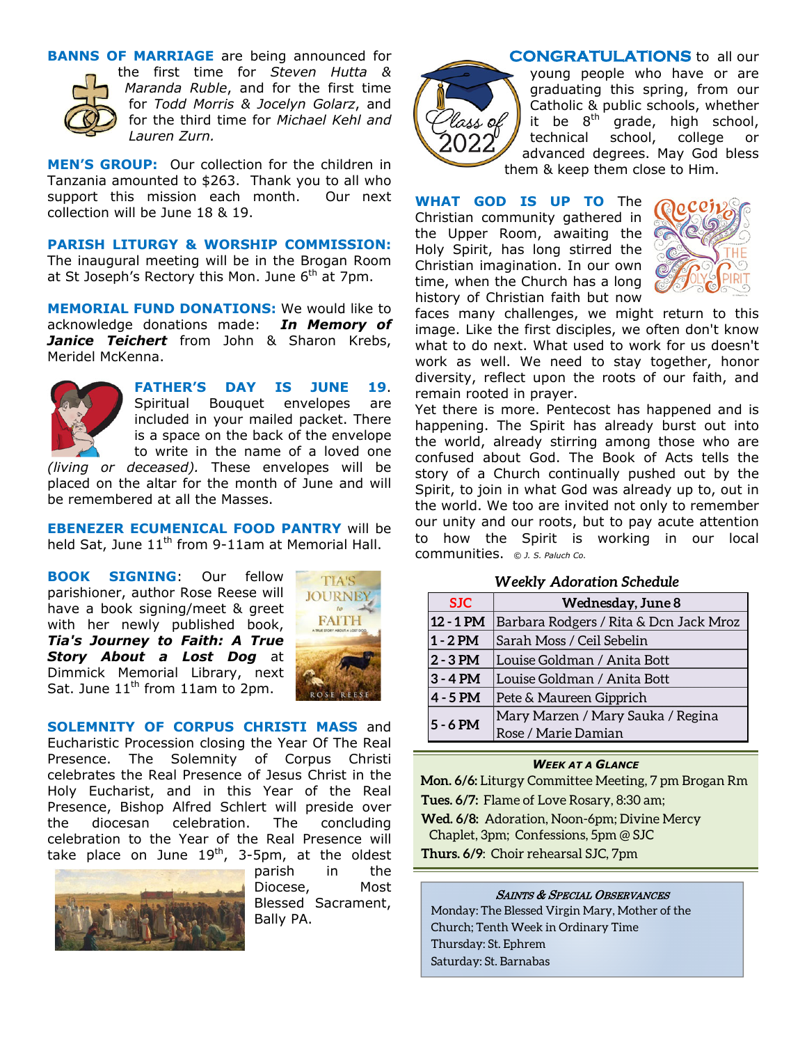**BANNS OF MARRIAGE** are being announced for the first time for *Steven Hutta & Maranda Ruble*, and for the first time for *Todd Morris & Jocelyn Golarz*, and for the third time for *Michael Kehl and Lauren Zurn.*

**MEN'S GROUP:** Our collection for the children in Tanzania amounted to $263. Thank you to all who support this mission each month. Our next collection will be June 18 & 19.

**PARISH LITURGY & WORSHIP COMMISSION:** The inaugural meeting will be in the Brogan Room at St Joseph's Rectory this Mon. June 6th at 7pm.

**MEMORIAL FUND DONATIONS:** We would like to acknowledge donations made: ***In Memory of Janice Teichert*** from John & Sharon Krebs, Meridel McKenna.

**FATHER'S DAY IS JUNE 19.** Spiritual Bouquet envelopes are included in your mailed packet. There is a space on the back of the envelope to write in the name of a loved one *(living or deceased).* These envelopes will be placed on the altar for the month of June and will be remembered at all the Masses.

**EBENEZER ECUMENICAL FOOD PANTRY** will be held Sat, June 11th from 9-11am at Memorial Hall.

**BOOK SIGNING**: Our fellow parishioner, author Rose Reese will have a book signing/meet & greet with her newly published book, ***Tia's Journey to Faith: A True Story About a Lost Dog*** at Dimmick Memorial Library, next Sat. June 11th from 11am to 2pm.

**SOLEMNITY OF CORPUS CHRISTI MASS** and Eucharistic Procession closing the Year Of The Real Presence. The Solemnity of Corpus Christi celebrates the Real Presence of Jesus Christ in the Holy Eucharist, and in this Year of the Real Presence, Bishop Alfred Schlert will preside over the diocesan celebration. The concluding celebration to the Year of the Real Presence will take place on June 19th, 3-5pm, at the oldest parish in the Diocese, Most Blessed Sacrament, Bally PA.

**CONGRATULATIONS** to all our young people who have or are graduating this spring, from our Catholic & public schools, whether it be 8th grade, high school, technical school, college or advanced degrees. May God bless them & keep them close to Him.

**WHAT GOD IS UP TO** The Christian community gathered in the Upper Room, awaiting the Holy Spirit, has long stirred the Christian imagination. In our own time, when the Church has a long history of Christian faith but now faces many challenges, we might return to this image. Like the first disciples, we often don't know what to do next. What used to work for us doesn't work as well. We need to stay together, honor diversity, reflect upon the roots of our faith, and remain rooted in prayer.

Yet there is more. Pentecost has happened and is happening. The Spirit has already burst out into the world, already stirring among those who are confused about God. The Book of Acts tells the story of a Church continually pushed out by the Spirit, to join in what God was already up to, out in the world. We too are invited not only to remember our unity and our roots, but to pay acute attention to how the Spirit is working in our local communities. © J. S. Paluch Co.

*Weekly Adoration Schedule*

| SJC | Wednesday, June 8 |
|---|---|
| 12 - 1 PM | Barbara Rodgers / Rita & Dcn Jack Mroz |
| 1 - 2 PM | Sarah Moss / Ceil Sebelin |
| 2 - 3 PM | Louise Goldman / Anita Bott |
| 3 - 4 PM | Louise Goldman / Anita Bott |
| 4 - 5 PM | Pete & Maureen Gipprich |
| 5 - 6 PM | Mary Marzen / Mary Sauka / Regina Rose / Marie Damian |

***Week at a Glance***

**Mon. 6/6:** Liturgy Committee Meeting, 7 pm Brogan Rm
**Tues. 6/7:** Flame of Love Rosary, 8:30 am;
**Wed. 6/8:** Adoration, Noon-6pm; Divine Mercy Chaplet, 3pm; Confessions, 5pm @ SJC
**Thurs. 6/9:** Choir rehearsal SJC, 7pm

***Saints & Special Observances***

Monday: The Blessed Virgin Mary, Mother of the Church; Tenth Week in Ordinary Time
Thursday: St. Ephrem
Saturday: St. Barnabas